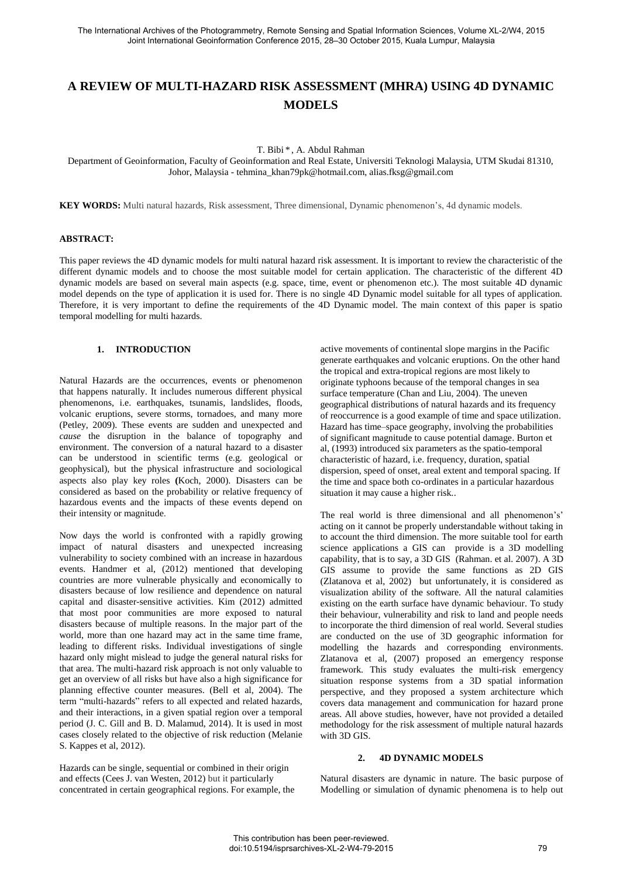# A REVIEW OF MULTI-HAZARD RISK ASSESSMENT (MHRA) USING 4D DYNAMIC MODELS

T. Bibi *, A. Abdul Rahman

Department of Geoinformation, Faculty of Geoinformation and Real Estate, Universiti Teknologi Malaysia, UTM Skudai 81310, Johor, Malaysia - tehmina_khan79pk@hotmail.com, alias.fksg@gmail.com

**KEY WORDS:** Multi natural hazards, Risk assessment, Three dimensional, Dynamic phenomenon's, 4d dynamic models.

**ABSTRACT:**

This paper reviews the 4D dynamic models for multi natural hazard risk assessment. It is important to review the characteristic of the different dynamic models and to choose the most suitable model for certain application. The characteristic of the different 4D dynamic models are based on several main aspects (e.g. space, time, event or phenomenon etc.). The most suitable 4D dynamic model depends on the type of application it is used for. There is no single 4D Dynamic model suitable for all types of application. Therefore, it is very important to define the requirements of the 4D Dynamic model. The main context of this paper is spatio temporal modelling for multi hazards.

## 1. INTRODUCTION

Natural Hazards are the occurrences, events or phenomenon that happens naturally. It includes numerous different physical phenomenons, i.e. earthquakes, tsunamis, landslides, floods, volcanic eruptions, severe storms, tornadoes, and many more (Petley, 2009). These events are sudden and unexpected and *cause* the disruption in the balance of topography and environment. The conversion of a natural hazard to a disaster can be understood in scientific terms (e.g. geological or geophysical), but the physical infrastructure and sociological aspects also play key roles **(**Koch, 2000). Disasters can be considered as based on the probability or relative frequency of hazardous events and the impacts of these events depend on their intensity or magnitude.

Now days the world is confronted with a rapidly growing impact of natural disasters and unexpected increasing vulnerability to society combined with an increase in hazardous events. Handmer et al, (2012) mentioned that developing countries are more vulnerable physically and economically to disasters because of low resilience and dependence on natural capital and disaster-sensitive activities. Kim (2012) admitted that most poor communities are more exposed to natural disasters because of multiple reasons. In the major part of the world, more than one hazard may act in the same time frame, leading to different risks. Individual investigations of single hazard only might mislead to judge the general natural risks for that area. The multi-hazard risk approach is not only valuable to get an overview of all risks but have also a high significance for planning effective counter measures. (Bell et al, 2004). The term "multi-hazards" refers to all expected and related hazards, and their interactions, in a given spatial region over a temporal period (J. C. Gill and B. D. Malamud, 2014). It is used in most cases closely related to the objective of risk reduction (Melanie S. Kappes et al, 2012).

Hazards can be single, sequential or combined in their origin and effects (Cees J. van Westen, 2012) but it particularly concentrated in certain geographical regions. For example, the active movements of continental slope margins in the Pacific generate earthquakes and volcanic eruptions. On the other hand the tropical and extra-tropical regions are most likely to originate typhoons because of the temporal changes in sea surface temperature (Chan and Liu, 2004). The uneven geographical distributions of natural hazards and its frequency of reoccurrence is a good example of time and space utilization. Hazard has time–space geography, involving the probabilities of significant magnitude to cause potential damage. Burton et al, (1993) introduced six parameters as the spatio-temporal characteristic of hazard, i.e. frequency, duration, spatial dispersion, speed of onset, areal extent and temporal spacing. If the time and space both co-ordinates in a particular hazardous situation it may cause a higher risk..

The real world is three dimensional and all phenomenon's' acting on it cannot be properly understandable without taking in to account the third dimension. The more suitable tool for earth science applications a GIS can provide is a 3D modelling capability, that is to say, a 3D GIS (Rahman. et al. 2007). A 3D GIS assume to provide the same functions as 2D GIS (Zlatanova et al, 2002) but unfortunately, it is considered as visualization ability of the software. All the natural calamities existing on the earth surface have dynamic behaviour. To study their behaviour, vulnerability and risk to land and people needs to incorporate the third dimension of real world. Several studies are conducted on the use of 3D geographic information for modelling the hazards and corresponding environments. Zlatanova et al, (2007) proposed an emergency response framework. This study evaluates the multi-risk emergency situation response systems from a 3D spatial information perspective, and they proposed a system architecture which covers data management and communication for hazard prone areas. All above studies, however, have not provided a detailed methodology for the risk assessment of multiple natural hazards with 3D GIS.

## 2. 4D DYNAMIC MODELS

Natural disasters are dynamic in nature. The basic purpose of Modelling or simulation of dynamic phenomena is to help out

This contribution has been peer-reviewed.
doi:10.5194/isprsarchives-XL-2-W4-79-2015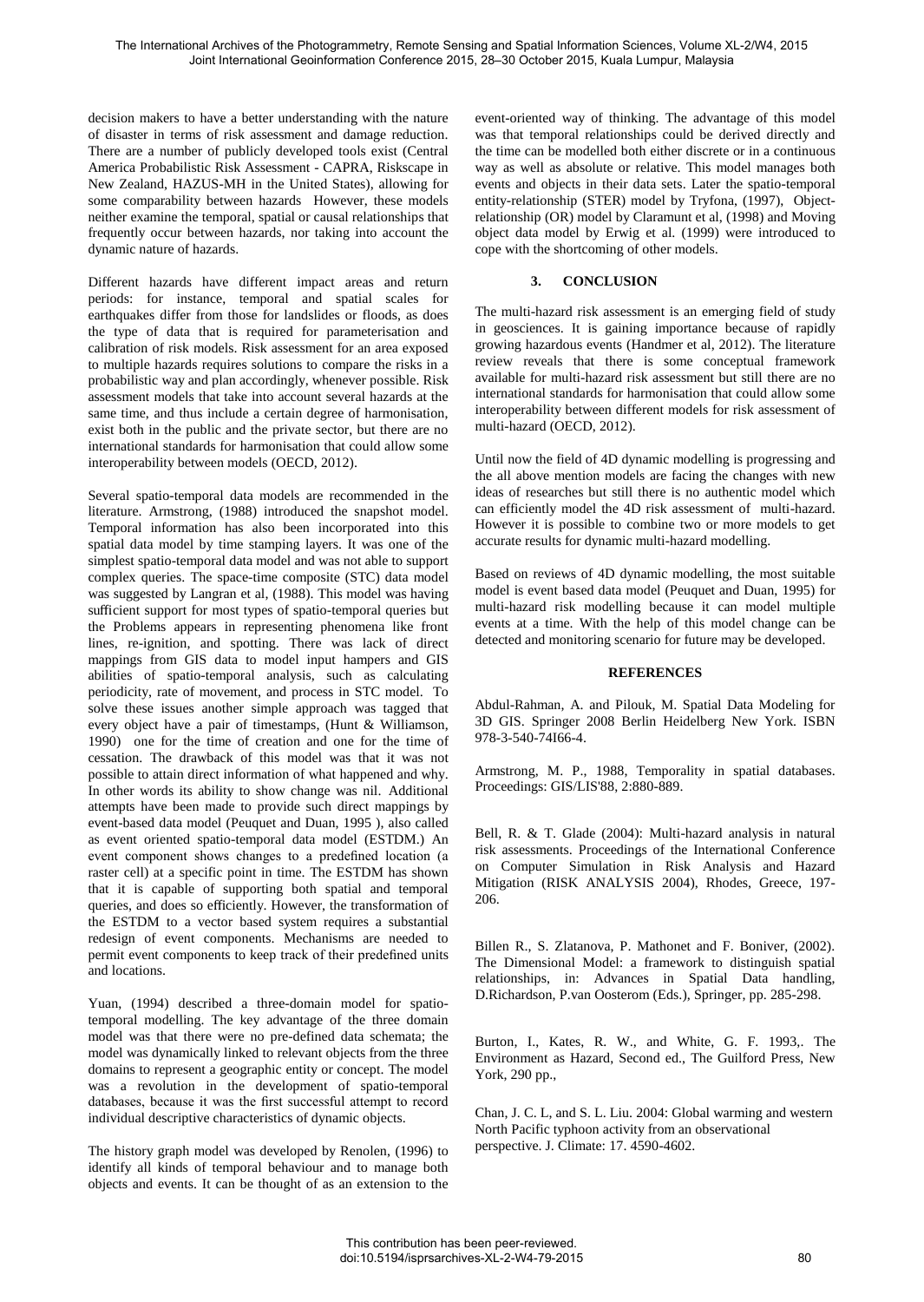decision makers to have a better understanding with the nature of disaster in terms of risk assessment and damage reduction. There are a number of publicly developed tools exist (Central America Probabilistic Risk Assessment - CAPRA, Riskscape in New Zealand, HAZUS-MH in the United States), allowing for some comparability between hazards However, these models neither examine the temporal, spatial or causal relationships that frequently occur between hazards, nor taking into account the dynamic nature of hazards.

Different hazards have different impact areas and return periods: for instance, temporal and spatial scales for earthquakes differ from those for landslides or floods, as does the type of data that is required for parameterisation and calibration of risk models. Risk assessment for an area exposed to multiple hazards requires solutions to compare the risks in a probabilistic way and plan accordingly, whenever possible. Risk assessment models that take into account several hazards at the same time, and thus include a certain degree of harmonisation, exist both in the public and the private sector, but there are no international standards for harmonisation that could allow some interoperability between models (OECD, 2012).

Several spatio-temporal data models are recommended in the literature. Armstrong, (1988) introduced the snapshot model. Temporal information has also been incorporated into this spatial data model by time stamping layers. It was one of the simplest spatio-temporal data model and was not able to support complex queries. The space-time composite (STC) data model was suggested by Langran et al, (1988). This model was having sufficient support for most types of spatio-temporal queries but the Problems appears in representing phenomena like front lines, re-ignition, and spotting. There was lack of direct mappings from GIS data to model input hampers and GIS abilities of spatio-temporal analysis, such as calculating periodicity, rate of movement, and process in STC model. To solve these issues another simple approach was tagged that every object have a pair of timestamps, (Hunt & Williamson, 1990) one for the time of creation and one for the time of cessation. The drawback of this model was that it was not possible to attain direct information of what happened and why. In other words its ability to show change was nil. Additional attempts have been made to provide such direct mappings by event-based data model (Peuquet and Duan, 1995 ), also called as event oriented spatio-temporal data model (ESTDM.) An event component shows changes to a predefined location (a raster cell) at a specific point in time. The ESTDM has shown that it is capable of supporting both spatial and temporal queries, and does so efficiently. However, the transformation of the ESTDM to a vector based system requires a substantial redesign of event components. Mechanisms are needed to permit event components to keep track of their predefined units and locations.

Yuan, (1994) described a three-domain model for spatio-temporal modelling. The key advantage of the three domain model was that there were no pre-defined data schemata; the model was dynamically linked to relevant objects from the three domains to represent a geographic entity or concept. The model was a revolution in the development of spatio-temporal databases, because it was the first successful attempt to record individual descriptive characteristics of dynamic objects.

The history graph model was developed by Renolen, (1996) to identify all kinds of temporal behaviour and to manage both objects and events. It can be thought of as an extension to the event-oriented way of thinking. The advantage of this model was that temporal relationships could be derived directly and the time can be modelled both either discrete or in a continuous way as well as absolute or relative. This model manages both events and objects in their data sets. Later the spatio-temporal entity-relationship (STER) model by Tryfona, (1997), Object-relationship (OR) model by Claramunt et al, (1998) and Moving object data model by Erwig et al. (1999) were introduced to cope with the shortcoming of other models.

## 3. CONCLUSION

The multi-hazard risk assessment is an emerging field of study in geosciences. It is gaining importance because of rapidly growing hazardous events (Handmer et al, 2012). The literature review reveals that there is some conceptual framework available for multi-hazard risk assessment but still there are no international standards for harmonisation that could allow some interoperability between different models for risk assessment of multi-hazard (OECD, 2012).

Until now the field of 4D dynamic modelling is progressing and the all above mention models are facing the changes with new ideas of researches but still there is no authentic model which can efficiently model the 4D risk assessment of multi-hazard. However it is possible to combine two or more models to get accurate results for dynamic multi-hazard modelling.

Based on reviews of 4D dynamic modelling, the most suitable model is event based data model (Peuquet and Duan, 1995) for multi-hazard risk modelling because it can model multiple events at a time. With the help of this model change can be detected and monitoring scenario for future may be developed.

## REFERENCES

Abdul-Rahman, A. and Pilouk, M. Spatial Data Modeling for 3D GIS. Springer 2008 Berlin Heidelberg New York. ISBN 978-3-540-74I66-4.

Armstrong, M. P., 1988, Temporality in spatial databases. Proceedings: GIS/LIS'88, 2:880-889.

Bell, R. & T. Glade (2004): Multi-hazard analysis in natural risk assessments. Proceedings of the International Conference on Computer Simulation in Risk Analysis and Hazard Mitigation (RISK ANALYSIS 2004), Rhodes, Greece, 197-206.

Billen R., S. Zlatanova, P. Mathonet and F. Boniver, (2002). The Dimensional Model: a framework to distinguish spatial relationships, in: Advances in Spatial Data handling, D.Richardson, P.van Oosterom (Eds.), Springer, pp. 285-298.

Burton, I., Kates, R. W., and White, G. F. 1993,. The Environment as Hazard, Second ed., The Guilford Press, New York, 290 pp.,

Chan, J. C. L, and S. L. Liu. 2004: Global warming and western North Pacific typhoon activity from an observational perspective. J. Climate: 17. 4590-4602.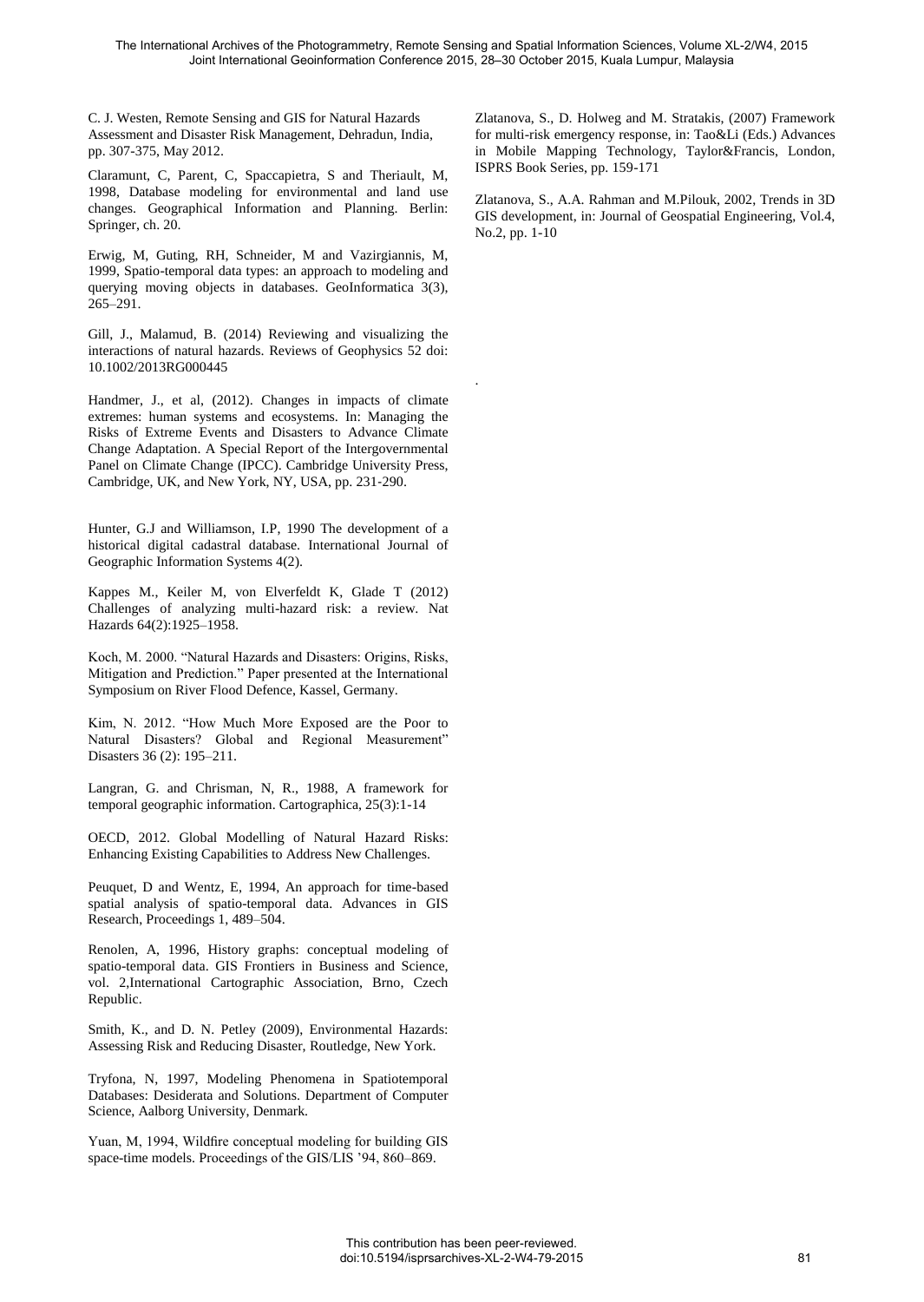C. J. Westen, Remote Sensing and GIS for Natural Hazards Assessment and Disaster Risk Management, Dehradun, India, pp. 307-375, May 2012.

Claramunt, C, Parent, C, Spaccapietra, S and Theriault, M, 1998, Database modeling for environmental and land use changes. Geographical Information and Planning. Berlin: Springer, ch. 20.

Erwig, M, Guting, RH, Schneider, M and Vazirgiannis, M, 1999, Spatio-temporal data types: an approach to modeling and querying moving objects in databases. GeoInformatica 3(3), 265–291.

Gill, J., Malamud, B. (2014) Reviewing and visualizing the interactions of natural hazards. Reviews of Geophysics 52 doi: 10.1002/2013RG000445

Handmer, J., et al, (2012). Changes in impacts of climate extremes: human systems and ecosystems. In: Managing the Risks of Extreme Events and Disasters to Advance Climate Change Adaptation. A Special Report of the Intergovernmental Panel on Climate Change (IPCC). Cambridge University Press, Cambridge, UK, and New York, NY, USA, pp. 231-290.

Hunter, G.J and Williamson, I.P, 1990 The development of a historical digital cadastral database. International Journal of Geographic Information Systems 4(2).

Kappes M., Keiler M, von Elverfeldt K, Glade T (2012) Challenges of analyzing multi-hazard risk: a review. Nat Hazards 64(2):1925–1958.

Koch, M. 2000. "Natural Hazards and Disasters: Origins, Risks, Mitigation and Prediction." Paper presented at the International Symposium on River Flood Defence, Kassel, Germany.

Kim, N. 2012. "How Much More Exposed are the Poor to Natural Disasters? Global and Regional Measurement" Disasters 36 (2): 195–211.

Langran, G. and Chrisman, N, R., 1988, A framework for temporal geographic information. Cartographica, 25(3):1-14

OECD, 2012. Global Modelling of Natural Hazard Risks: Enhancing Existing Capabilities to Address New Challenges.

Peuquet, D and Wentz, E, 1994, An approach for time-based spatial analysis of spatio-temporal data. Advances in GIS Research, Proceedings 1, 489–504.

Renolen, A, 1996, History graphs: conceptual modeling of spatio-temporal data. GIS Frontiers in Business and Science, vol. 2,International Cartographic Association, Brno, Czech Republic.

Smith, K., and D. N. Petley (2009), Environmental Hazards: Assessing Risk and Reducing Disaster, Routledge, New York.

Tryfona, N, 1997, Modeling Phenomena in Spatiotemporal Databases: Desiderata and Solutions. Department of Computer Science, Aalborg University, Denmark.

Yuan, M, 1994, Wildfire conceptual modeling for building GIS space-time models. Proceedings of the GIS/LIS '94, 860–869.

Zlatanova, S., D. Holweg and M. Stratakis, (2007) Framework for multi-risk emergency response, in: Tao&Li (Eds.) Advances in Mobile Mapping Technology, Taylor&Francis, London, ISPRS Book Series, pp. 159-171

Zlatanova, S., A.A. Rahman and M.Pilouk, 2002, Trends in 3D GIS development, in: Journal of Geospatial Engineering, Vol.4, No.2, pp. 1-10